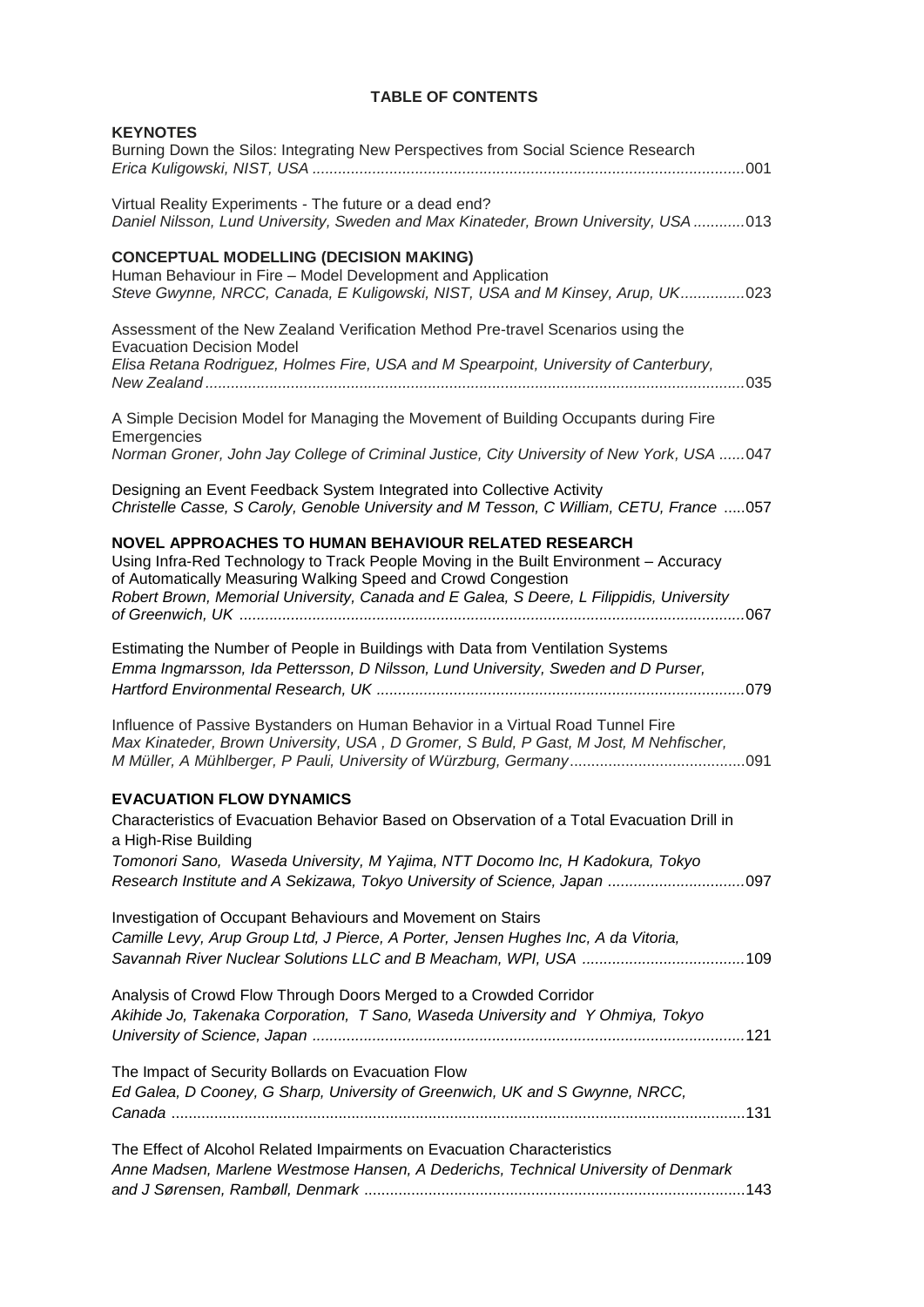# TABLE OF CONTENTS

## KEYNOTES

Burning Down the Silos: Integrating New Perspectives from Social Science Research
*Erica Kuligowski, NIST, USA* ....................................................................................................001

Virtual Reality Experiments - The future or a dead end?
*Daniel Nilsson, Lund University, Sweden and Max Kinateder, Brown University, USA* ............013

## CONCEPTUAL MODELLING (DECISION MAKING)

Human Behaviour in Fire – Model Development and Application
*Steve Gwynne, NRCC, Canada, E Kuligowski, NIST, USA and M Kinsey, Arup, UK*...............023

Assessment of the New Zealand Verification Method Pre-travel Scenarios using the Evacuation Decision Model
*Elisa Retana Rodriguez, Holmes Fire, USA and M Spearpoint, University of Canterbury, New Zealand*.............................................................................................................................035

A Simple Decision Model for Managing the Movement of Building Occupants during Fire Emergencies
*Norman Groner, John Jay College of Criminal Justice, City University of New York, USA* ......047

Designing an Event Feedback System Integrated into Collective Activity
*Christelle Casse, S Caroly, Genoble University and M Tesson, C William, CETU, France* .....057

## NOVEL APPROACHES TO HUMAN BEHAVIOUR RELATED RESEARCH

Using Infra-Red Technology to Track People Moving in the Built Environment – Accuracy of Automatically Measuring Walking Speed and Crowd Congestion
*Robert Brown, Memorial University, Canada and E Galea, S Deere, L Filippidis, University of Greenwich, UK* .....................................................................................................................067

Estimating the Number of People in Buildings with Data from Ventilation Systems
*Emma Ingmarsson, Ida Pettersson, D Nilsson, Lund University, Sweden and D Purser, Hartford Environmental Research, UK* .....................................................................................079

Influence of Passive Bystanders on Human Behavior in a Virtual Road Tunnel Fire
*Max Kinateder, Brown University, USA , D Gromer, S Buld, P Gast, M Jost, M Nehfischer, M Müller, A Mühlberger, P Pauli, University of Würzburg, Germany*.........................................091

## EVACUATION FLOW DYNAMICS

Characteristics of Evacuation Behavior Based on Observation of a Total Evacuation Drill in a High-Rise Building
*Tomonori Sano, Waseda University, M Yajima, NTT Docomo Inc, H Kadokura, Tokyo Research Institute and A Sekizawa, Tokyo University of Science, Japan* ................................097

Investigation of Occupant Behaviours and Movement on Stairs
*Camille Levy, Arup Group Ltd, J Pierce, A Porter, Jensen Hughes Inc, A da Vitoria, Savannah River Nuclear Solutions LLC and B Meacham, WPI, USA* ......................................109

Analysis of Crowd Flow Through Doors Merged to a Crowded Corridor
*Akihide Jo, Takenaka Corporation, T Sano, Waseda University and Y Ohmiya, Tokyo University of Science, Japan* ....................................................................................................121

The Impact of Security Bollards on Evacuation Flow
*Ed Galea, D Cooney, G Sharp, University of Greenwich, UK and S Gwynne, NRCC, Canada* .....................................................................................................................................131

The Effect of Alcohol Related Impairments on Evacuation Characteristics
*Anne Madsen, Marlene Westmose Hansen, A Dederichs, Technical University of Denmark and J Sørensen, Rambøll, Denmark* ........................................................................................143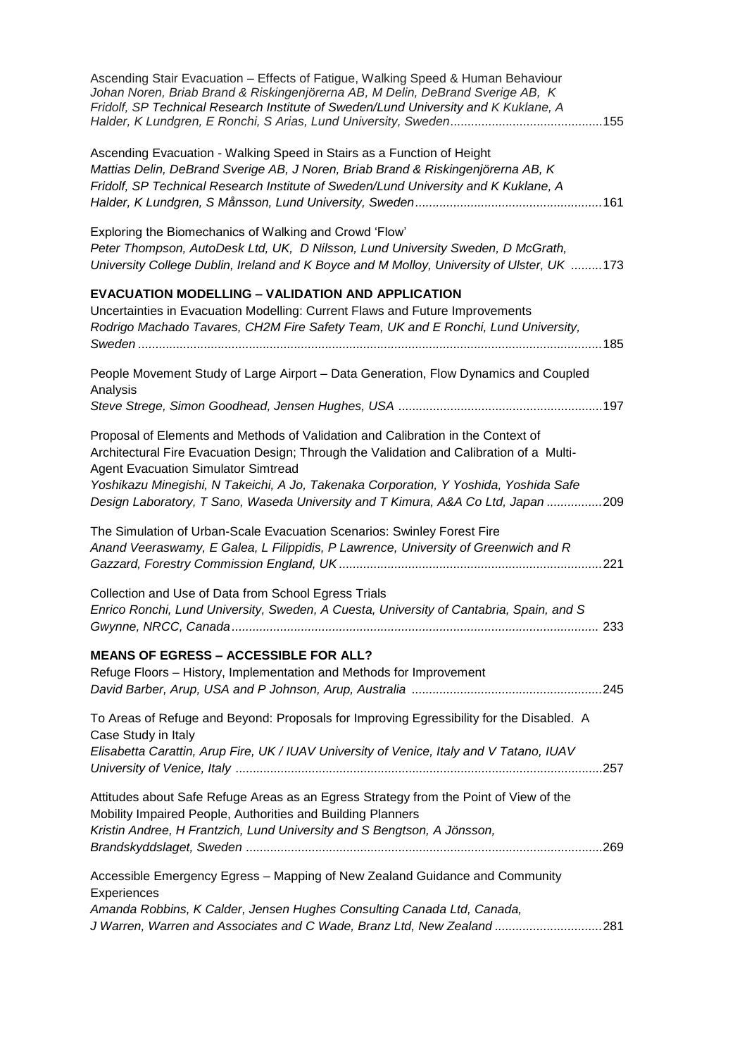Ascending Stair Evacuation – Effects of Fatigue, Walking Speed & Human Behaviour
*Johan Noren, Briab Brand & Riskingenjörerna AB, M Delin, DeBrand Sverige AB, K Fridolf, SP Technical Research Institute of Sweden/Lund University and K Kuklane, A Halder, K Lundgren, E Ronchi, S Arias, Lund University, Sweden*............................................155

Ascending Evacuation - Walking Speed in Stairs as a Function of Height
*Mattias Delin, DeBrand Sverige AB, J Noren, Briab Brand & Riskingenjörerna AB, K Fridolf, SP Technical Research Institute of Sweden/Lund University and K Kuklane, A Halder, K Lundgren, S Månsson, Lund University, Sweden*......................................................161

Exploring the Biomechanics of Walking and Crowd 'Flow'
*Peter Thompson, AutoDesk Ltd, UK, D Nilsson, Lund University Sweden, D McGrath, University College Dublin, Ireland and K Boyce and M Molloy, University of Ulster, UK* .........173

**EVACUATION MODELLING – VALIDATION AND APPLICATION**

Uncertainties in Evacuation Modelling: Current Flaws and Future Improvements
*Rodrigo Machado Tavares, CH2M Fire Safety Team, UK and E Ronchi, Lund University, Sweden* ....................................................................................................................185

People Movement Study of Large Airport – Data Generation, Flow Dynamics and Coupled Analysis
*Steve Strege, Simon Goodhead, Jensen Hughes, USA* ..........................................................197

Proposal of Elements and Methods of Validation and Calibration in the Context of Architectural Fire Evacuation Design; Through the Validation and Calibration of a Multi-Agent Evacuation Simulator Simtread
*Yoshikazu Minegishi, N Takeichi, A Jo, Takenaka Corporation, Y Yoshida, Yoshida Safe Design Laboratory, T Sano, Waseda University and T Kimura, A&A Co Ltd, Japan* ................209

The Simulation of Urban-Scale Evacuation Scenarios: Swinley Forest Fire
*Anand Veeraswamy, E Galea, L Filippidis, P Lawrence, University of Greenwich and R Gazzard, Forestry Commission England, UK*...........................................................................221

Collection and Use of Data from School Egress Trials
*Enrico Ronchi, Lund University, Sweden, A Cuesta, University of Cantabria, Spain, and S Gwynne, NRCC, Canada*......................................................................................................... 233

**MEANS OF EGRESS – ACCESSIBLE FOR ALL?**

Refuge Floors – History, Implementation and Methods for Improvement
*David Barber, Arup, USA and P Johnson, Arup, Australia* ......................................................245

To Areas of Refuge and Beyond: Proposals for Improving Egressibility for the Disabled. A Case Study in Italy
*Elisabetta Carattin, Arup Fire, UK / IUAV University of Venice, Italy and V Tatano, IUAV University of Venice, Italy* .........................................................................................................257

Attitudes about Safe Refuge Areas as an Egress Strategy from the Point of View of the Mobility Impaired People, Authorities and Building Planners
*Kristin Andree, H Frantzich, Lund University and S Bengtson, A Jönsson, Brandskyddslaget, Sweden* .....................................................................................................269

Accessible Emergency Egress – Mapping of New Zealand Guidance and Community Experiences
*Amanda Robbins, K Calder, Jensen Hughes Consulting Canada Ltd, Canada, J Warren, Warren and Associates and C Wade, Branz Ltd, New Zealand* ..............................281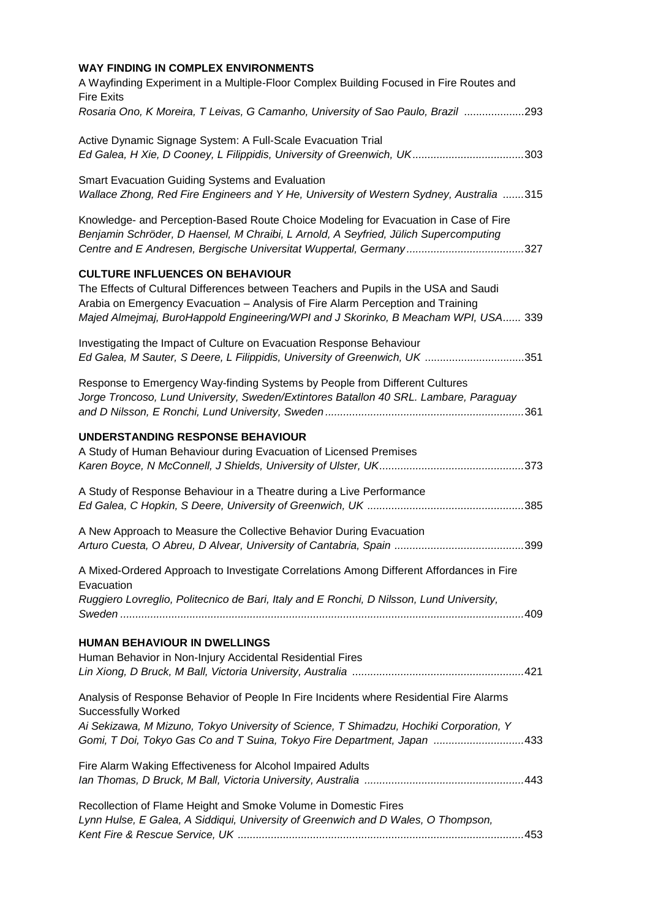## WAY FINDING IN COMPLEX ENVIRONMENTS

A Wayfinding Experiment in a Multiple-Floor Complex Building Focused in Fire Routes and Fire Exits
*Rosaria Ono, K Moreira, T Leivas, G Camanho, University of Sao Paulo, Brazil* ....................293

Active Dynamic Signage System: A Full-Scale Evacuation Trial
*Ed Galea, H Xie, D Cooney, L Filippidis, University of Greenwich, UK*.....................................303

Smart Evacuation Guiding Systems and Evaluation
*Wallace Zhong, Red Fire Engineers and Y He, University of Western Sydney, Australia* .......315

Knowledge- and Perception-Based Route Choice Modeling for Evacuation in Case of Fire
*Benjamin Schröder, D Haensel, M Chraibi, L Arnold, A Seyfried, Jülich Supercomputing Centre and E Andresen, Bergische Universitat Wuppertal, Germany*.......................................327

## CULTURE INFLUENCES ON BEHAVIOUR

The Effects of Cultural Differences between Teachers and Pupils in the USA and Saudi Arabia on Emergency Evacuation – Analysis of Fire Alarm Perception and Training
*Majed Almejmaj, BuroHappold Engineering/WPI and J Skorinko, B Meacham WPI, USA*...... 339

Investigating the Impact of Culture on Evacuation Response Behaviour
*Ed Galea, M Sauter, S Deere, L Filippidis, University of Greenwich, UK* .................................351

Response to Emergency Way-finding Systems by People from Different Cultures
*Jorge Troncoso, Lund University, Sweden/Extintores Batallon 40 SRL. Lambare, Paraguay and D Nilsson, E Ronchi, Lund University, Sweden*..................................................................361

## UNDERSTANDING RESPONSE BEHAVIOUR

A Study of Human Behaviour during Evacuation of Licensed Premises
*Karen Boyce, N McConnell, J Shields, University of Ulster, UK*................................................373

A Study of Response Behaviour in a Theatre during a Live Performance
*Ed Galea, C Hopkin, S Deere, University of Greenwich, UK* ....................................................385

A New Approach to Measure the Collective Behavior During Evacuation
*Arturo Cuesta, O Abreu, D Alvear, University of Cantabria, Spain* ...........................................399

A Mixed-Ordered Approach to Investigate Correlations Among Different Affordances in Fire Evacuation
*Ruggiero Lovreglio, Politecnico de Bari, Italy and E Ronchi, D Nilsson, Lund University, Sweden* .....................................................................................................................................409

## HUMAN BEHAVIOUR IN DWELLINGS

Human Behavior in Non-Injury Accidental Residential Fires
*Lin Xiong, D Bruck, M Ball, Victoria University, Australia* .........................................................421

Analysis of Response Behavior of People In Fire Incidents where Residential Fire Alarms Successfully Worked
*Ai Sekizawa, M Mizuno, Tokyo University of Science, T Shimadzu, Hochiki Corporation, Y Gomi, T Doi, Tokyo Gas Co and T Suina, Tokyo Fire Department, Japan* ..............................433

Fire Alarm Waking Effectiveness for Alcohol Impaired Adults
*Ian Thomas, D Bruck, M Ball, Victoria University, Australia* .....................................................443

Recollection of Flame Height and Smoke Volume in Domestic Fires
*Lynn Hulse, E Galea, A Siddiqui, University of Greenwich and D Wales, O Thompson, Kent Fire & Rescue Service, UK* ..............................................................................................453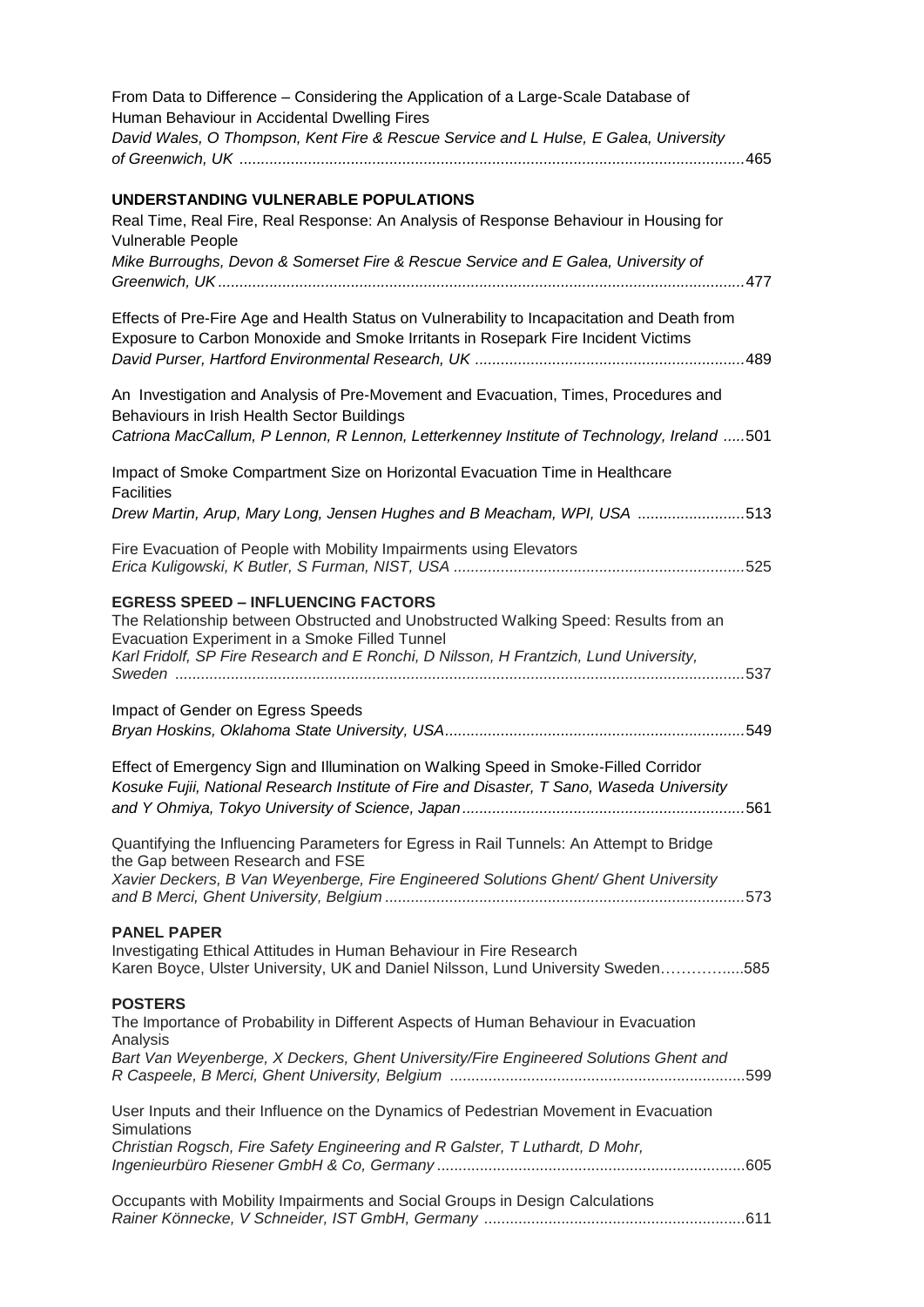From Data to Difference – Considering the Application of a Large-Scale Database of Human Behaviour in Accidental Dwelling Fires
*David Wales, O Thompson, Kent Fire & Rescue Service and L Hulse, E Galea, University of Greenwich, UK* ....................................................................................................................465

**UNDERSTANDING VULNERABLE POPULATIONS**

Real Time, Real Fire, Real Response: An Analysis of Response Behaviour in Housing for Vulnerable People
*Mike Burroughs, Devon & Somerset Fire & Rescue Service and E Galea, University of Greenwich, UK* ..........................................................................................................................477

Effects of Pre-Fire Age and Health Status on Vulnerability to Incapacitation and Death from Exposure to Carbon Monoxide and Smoke Irritants in Rosepark Fire Incident Victims
*David Purser, Hartford Environmental Research, UK* ..............................................................489

An Investigation and Analysis of Pre-Movement and Evacuation, Times, Procedures and Behaviours in Irish Health Sector Buildings
*Catriona MacCallum, P Lennon, R Lennon, Letterkenney Institute of Technology, Ireland* .....501

Impact of Smoke Compartment Size on Horizontal Evacuation Time in Healthcare Facilities
*Drew Martin, Arup, Mary Long, Jensen Hughes and B Meacham, WPI, USA* .........................513

Fire Evacuation of People with Mobility Impairments using Elevators
*Erica Kuligowski, K Butler, S Furman, NIST, USA* ...................................................................525

**EGRESS SPEED – INFLUENCING FACTORS**

The Relationship between Obstructed and Unobstructed Walking Speed: Results from an Evacuation Experiment in a Smoke Filled Tunnel
*Karl Fridolf, SP Fire Research and E Ronchi, D Nilsson, H Frantzich, Lund University, Sweden* ...................................................................................................................................537

Impact of Gender on Egress Speeds
*Bryan Hoskins, Oklahoma State University, USA*.....................................................................549

Effect of Emergency Sign and Illumination on Walking Speed in Smoke-Filled Corridor
*Kosuke Fujii, National Research Institute of Fire and Disaster, T Sano, Waseda University and Y Ohmiya, Tokyo University of Science, Japan*.................................................................561

Quantifying the Influencing Parameters for Egress in Rail Tunnels: An Attempt to Bridge the Gap between Research and FSE
*Xavier Deckers, B Van Weyenberge, Fire Engineered Solutions Ghent/ Ghent University and B Merci, Ghent University, Belgium* ...................................................................................573

**PANEL PAPER**

Investigating Ethical Attitudes in Human Behaviour in Fire Research
Karen Boyce, Ulster University, UK and Daniel Nilsson, Lund University Sweden…………....585

**POSTERS**

The Importance of Probability in Different Aspects of Human Behaviour in Evacuation Analysis
*Bart Van Weyenberge, X Deckers, Ghent University/Fire Engineered Solutions Ghent and R Caspeele, B Merci, Ghent University, Belgium* ....................................................................599

User Inputs and their Influence on the Dynamics of Pedestrian Movement in Evacuation Simulations
*Christian Rogsch, Fire Safety Engineering and R Galster, T Luthardt, D Mohr, Ingenieurbüro Riesener GmbH & Co, Germany* .......................................................................605

Occupants with Mobility Impairments and Social Groups in Design Calculations
*Rainer Könnecke, V Schneider, IST GmbH, Germany* ............................................................611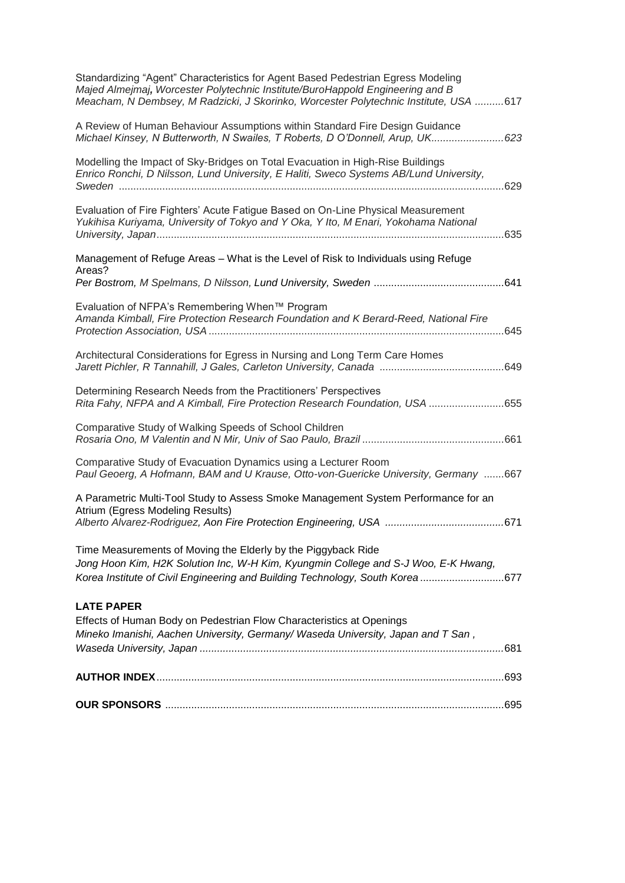Standardizing "Agent" Characteristics for Agent Based Pedestrian Egress Modeling
*Majed Almejmaj, Worcester Polytechnic Institute/BuroHappold Engineering and B Meacham, N Dembsey, M Radzicki, J Skorinko, Worcester Polytechnic Institute, USA* ..........617

A Review of Human Behaviour Assumptions within Standard Fire Design Guidance
*Michael Kinsey, N Butterworth, N Swailes, T Roberts, D O'Donnell, Arup, UK.........................623*

Modelling the Impact of Sky-Bridges on Total Evacuation in High-Rise Buildings
*Enrico Ronchi, D Nilsson, Lund University, E Haliti, Sweco Systems AB/Lund University, Sweden* ....................................................................................................................................629

Evaluation of Fire Fighters' Acute Fatigue Based on On-Line Physical Measurement
*Yukihisa Kuriyama, University of Tokyo and Y Oka, Y Ito, M Enari, Yokohama National University, Japan*.......................................................................................................................635

Management of Refuge Areas – What is the Level of Risk to Individuals using Refuge Areas?
*Per Bostrom, M Spelmans, D Nilsson, Lund University, Sweden* .............................................641

Evaluation of NFPA's Remembering When™ Program
*Amanda Kimball, Fire Protection Research Foundation and K Berard-Reed, National Fire Protection Association, USA* .....................................................................................................645

Architectural Considerations for Egress in Nursing and Long Term Care Homes
*Jarett Pichler, R Tannahill, J Gales, Carleton University, Canada* ...........................................649

Determining Research Needs from the Practitioners' Perspectives
*Rita Fahy, NFPA and A Kimball, Fire Protection Research Foundation, USA* ..........................655

Comparative Study of Walking Speeds of School Children
*Rosaria Ono, M Valentin and N Mir, Univ of Sao Paulo, Brazil* .................................................661

Comparative Study of Evacuation Dynamics using a Lecturer Room
*Paul Geoerg, A Hofmann, BAM and U Krause, Otto-von-Guericke University, Germany* .......667

A Parametric Multi-Tool Study to Assess Smoke Management System Performance for an Atrium (Egress Modeling Results)
*Alberto Alvarez-Rodriguez, Aon Fire Protection Engineering, USA* .........................................671

Time Measurements of Moving the Elderly by the Piggyback Ride
*Jong Hoon Kim, H2K Solution Inc, W-H Kim, Kyungmin College and S-J Woo, E-K Hwang, Korea Institute of Civil Engineering and Building Technology, South Korea* ............................677

**LATE PAPER**

Effects of Human Body on Pedestrian Flow Characteristics at Openings
*Mineko Imanishi, Aachen University, Germany/ Waseda University, Japan and T San , Waseda University, Japan* ........................................................................................................681

**AUTHOR INDEX**.......................................................................................................................693

**OUR SPONSORS** ....................................................................................................................695